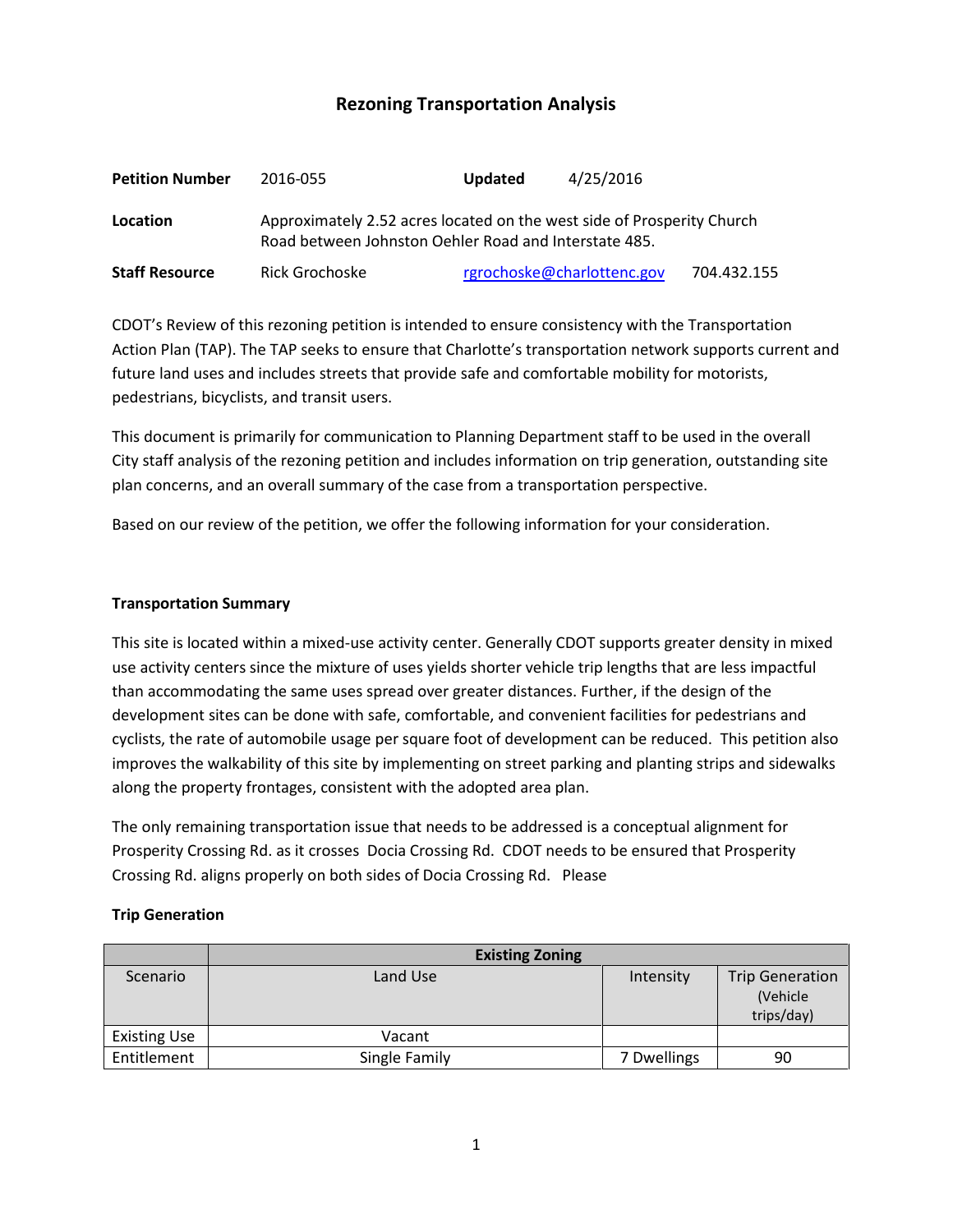# Rezoning Transportation Analysis

| | | | |
|---|---|---|---|
| **Petition Number** | 2016-055 | **Updated** | 4/25/2016 |
| **Location** | Approximately 2.52 acres located on the west side of Prosperity Church Road between Johnston Oehler Road and Interstate 485. | | |
| **Staff Resource** | Rick Grochoske | rgrochoske@charlottenc.gov | 704.432.155 |

CDOT's Review of this rezoning petition is intended to ensure consistency with the Transportation Action Plan (TAP). The TAP seeks to ensure that Charlotte's transportation network supports current and future land uses and includes streets that provide safe and comfortable mobility for motorists, pedestrians, bicyclists, and transit users.

This document is primarily for communication to Planning Department staff to be used in the overall City staff analysis of the rezoning petition and includes information on trip generation, outstanding site plan concerns, and an overall summary of the case from a transportation perspective.

Based on our review of the petition, we offer the following information for your consideration.

### Transportation Summary

This site is located within a mixed-use activity center. Generally CDOT supports greater density in mixed use activity centers since the mixture of uses yields shorter vehicle trip lengths that are less impactful than accommodating the same uses spread over greater distances. Further, if the design of the development sites can be done with safe, comfortable, and convenient facilities for pedestrians and cyclists, the rate of automobile usage per square foot of development can be reduced. This petition also improves the walkability of this site by implementing on street parking and planting strips and sidewalks along the property frontages, consistent with the adopted area plan.

The only remaining transportation issue that needs to be addressed is a conceptual alignment for Prosperity Crossing Rd. as it crosses Docia Crossing Rd. CDOT needs to be ensured that Prosperity Crossing Rd. aligns properly on both sides of Docia Crossing Rd. Please

### Trip Generation

| | Existing Zoning | | |
|---|---|---|---|
| Scenario | Land Use | Intensity | Trip Generation (Vehicle trips/day) |
| Existing Use | Vacant | | |
| Entitlement | Single Family | 7 Dwellings | 90 |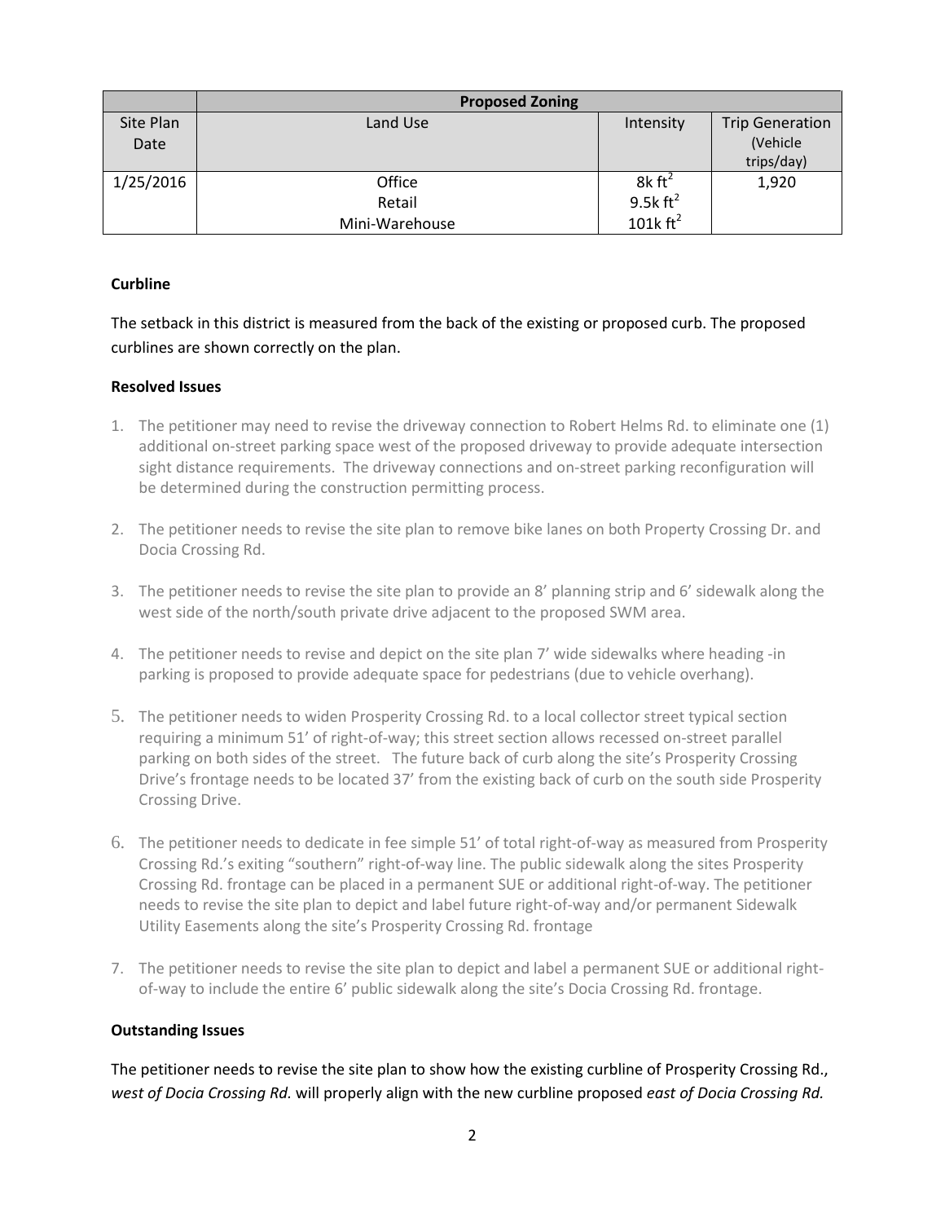| | Proposed Zoning | | |
|---|---|---|---|
| Site Plan Date | Land Use | Intensity | Trip Generation (Vehicle trips/day) |
| 1/25/2016 | Office<br>Retail<br>Mini-Warehouse | 8k $ft^2$<br>9.5k $ft^2$<br>101k $ft^2$ | 1,920 |

**Curbline**

The setback in this district is measured from the back of the existing or proposed curb. The proposed curblines are shown correctly on the plan.

**Resolved Issues**

1. The petitioner may need to revise the driveway connection to Robert Helms Rd. to eliminate one (1) additional on-street parking space west of the proposed driveway to provide adequate intersection sight distance requirements. The driveway connections and on-street parking reconfiguration will be determined during the construction permitting process.

2. The petitioner needs to revise the site plan to remove bike lanes on both Property Crossing Dr. and Docia Crossing Rd.

3. The petitioner needs to revise the site plan to provide an 8' planning strip and 6' sidewalk along the west side of the north/south private drive adjacent to the proposed SWM area.

4. The petitioner needs to revise and depict on the site plan 7' wide sidewalks where heading -in parking is proposed to provide adequate space for pedestrians (due to vehicle overhang).

5. The petitioner needs to widen Prosperity Crossing Rd. to a local collector street typical section requiring a minimum 51' of right-of-way; this street section allows recessed on-street parallel parking on both sides of the street. The future back of curb along the site's Prosperity Crossing Drive's frontage needs to be located 37' from the existing back of curb on the south side Prosperity Crossing Drive.

6. The petitioner needs to dedicate in fee simple 51' of total right-of-way as measured from Prosperity Crossing Rd.'s exiting "southern" right-of-way line. The public sidewalk along the sites Prosperity Crossing Rd. frontage can be placed in a permanent SUE or additional right-of-way. The petitioner needs to revise the site plan to depict and label future right-of-way and/or permanent Sidewalk Utility Easements along the site's Prosperity Crossing Rd. frontage

7. The petitioner needs to revise the site plan to depict and label a permanent SUE or additional right-of-way to include the entire 6' public sidewalk along the site's Docia Crossing Rd. frontage.

**Outstanding Issues**

The petitioner needs to revise the site plan to show how the existing curbline of Prosperity Crossing Rd., *west of Docia Crossing Rd.* will properly align with the new curbline proposed *east of Docia Crossing Rd.*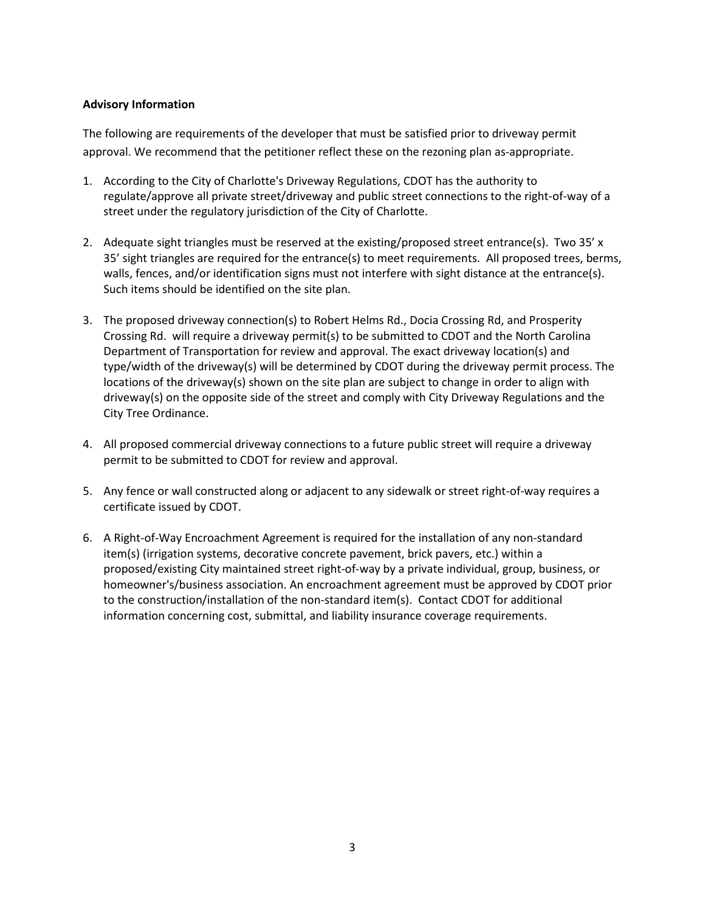**Advisory Information**

The following are requirements of the developer that must be satisfied prior to driveway permit approval. We recommend that the petitioner reflect these on the rezoning plan as-appropriate.

1. According to the City of Charlotte's Driveway Regulations, CDOT has the authority to regulate/approve all private street/driveway and public street connections to the right-of-way of a street under the regulatory jurisdiction of the City of Charlotte.

2. Adequate sight triangles must be reserved at the existing/proposed street entrance(s). Two 35' x 35' sight triangles are required for the entrance(s) to meet requirements. All proposed trees, berms, walls, fences, and/or identification signs must not interfere with sight distance at the entrance(s). Such items should be identified on the site plan.

3. The proposed driveway connection(s) to Robert Helms Rd., Docia Crossing Rd, and Prosperity Crossing Rd. will require a driveway permit(s) to be submitted to CDOT and the North Carolina Department of Transportation for review and approval. The exact driveway location(s) and type/width of the driveway(s) will be determined by CDOT during the driveway permit process. The locations of the driveway(s) shown on the site plan are subject to change in order to align with driveway(s) on the opposite side of the street and comply with City Driveway Regulations and the City Tree Ordinance.

4. All proposed commercial driveway connections to a future public street will require a driveway permit to be submitted to CDOT for review and approval.

5. Any fence or wall constructed along or adjacent to any sidewalk or street right-of-way requires a certificate issued by CDOT.

6. A Right-of-Way Encroachment Agreement is required for the installation of any non-standard item(s) (irrigation systems, decorative concrete pavement, brick pavers, etc.) within a proposed/existing City maintained street right-of-way by a private individual, group, business, or homeowner's/business association. An encroachment agreement must be approved by CDOT prior to the construction/installation of the non-standard item(s). Contact CDOT for additional information concerning cost, submittal, and liability insurance coverage requirements.